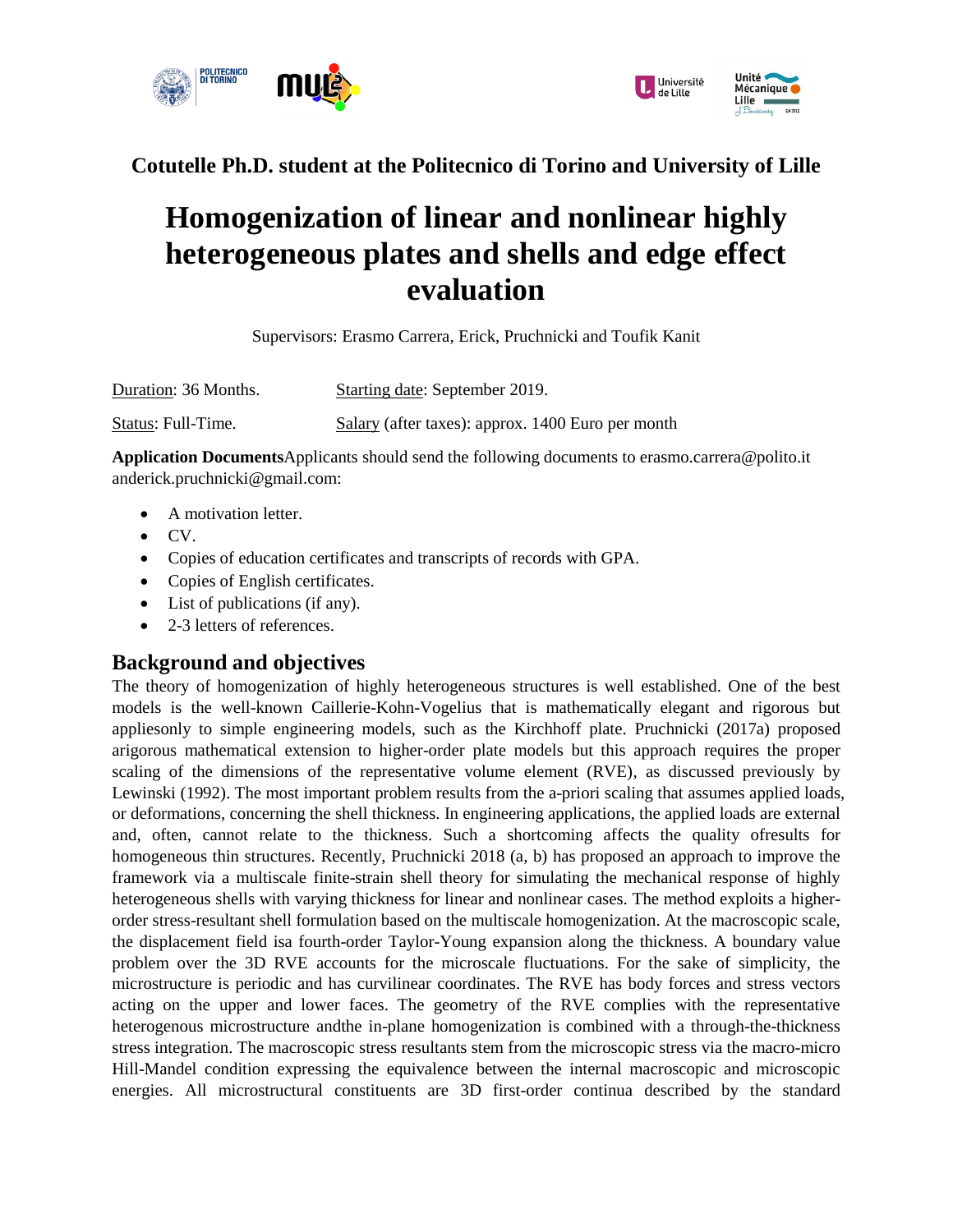**Cotutelle Ph.D. student at the Politecnico di Torino and University of Lille**

# Homogenization of linear and nonlinear highly heterogeneous plates and shells and edge effect evaluation

Supervisors: Erasmo Carrera, Erick, Pruchnicki and Toufik Kanit

Duration: 36 Months. Starting date: September 2019.

Status: Full-Time. Salary (after taxes): approx. 1400 Euro per month

**Application Documents**Applicants should send the following documents to erasmo.carrera@polito.it anderick.pruchnicki@gmail.com:

- A motivation letter.
- CV.
- Copies of education certificates and transcripts of records with GPA.
- Copies of English certificates.
- List of publications (if any).
- 2-3 letters of references.

## Background and objectives

The theory of homogenization of highly heterogeneous structures is well established. One of the best models is the well-known Caillerie-Kohn-Vogelius that is mathematically elegant and rigorous but appliesonly to simple engineering models, such as the Kirchhoff plate. Pruchnicki (2017a) proposed arigorous mathematical extension to higher-order plate models but this approach requires the proper scaling of the dimensions of the representative volume element (RVE), as discussed previously by Lewinski (1992). The most important problem results from the a-priori scaling that assumes applied loads, or deformations, concerning the shell thickness. In engineering applications, the applied loads are external and, often, cannot relate to the thickness. Such a shortcoming affects the quality ofresults for homogeneous thin structures. Recently, Pruchnicki 2018 (a, b) has proposed an approach to improve the framework via a multiscale finite-strain shell theory for simulating the mechanical response of highly heterogeneous shells with varying thickness for linear and nonlinear cases. The method exploits a higher-order stress-resultant shell formulation based on the multiscale homogenization. At the macroscopic scale, the displacement field isa fourth-order Taylor-Young expansion along the thickness. A boundary value problem over the 3D RVE accounts for the microscale fluctuations. For the sake of simplicity, the microstructure is periodic and has curvilinear coordinates. The RVE has body forces and stress vectors acting on the upper and lower faces. The geometry of the RVE complies with the representative heterogenous microstructure andthe in-plane homogenization is combined with a through-the-thickness stress integration. The macroscopic stress resultants stem from the microscopic stress via the macro-micro Hill-Mandel condition expressing the equivalence between the internal macroscopic and microscopic energies. All microstructural constituents are 3D first-order continua described by the standard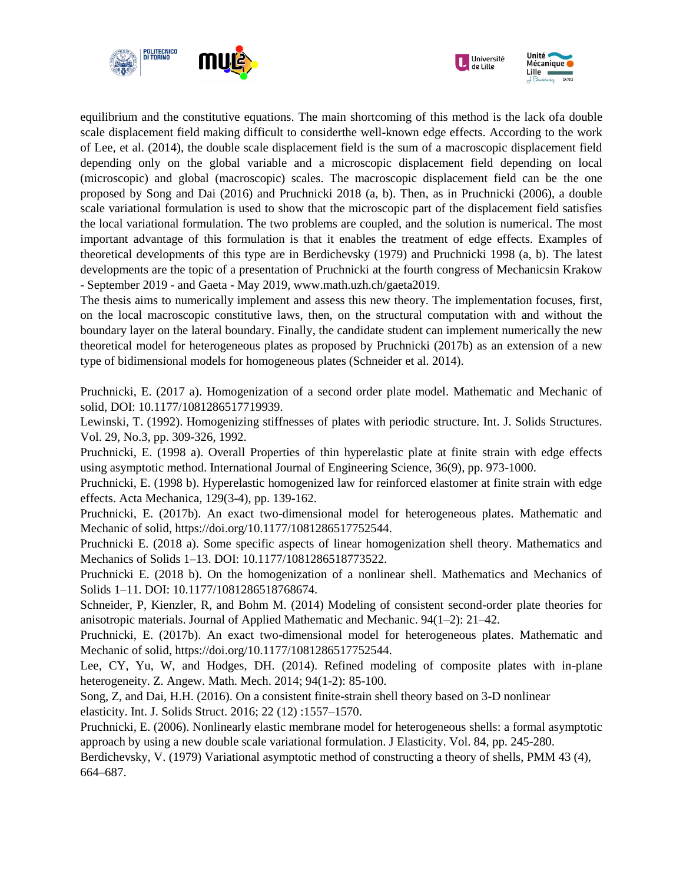equilibrium and the constitutive equations. The main shortcoming of this method is the lack ofa double scale displacement field making difficult to considerthe well-known edge effects. According to the work of Lee, et al. (2014), the double scale displacement field is the sum of a macroscopic displacement field depending only on the global variable and a microscopic displacement field depending on local (microscopic) and global (macroscopic) scales. The macroscopic displacement field can be the one proposed by Song and Dai (2016) and Pruchnicki 2018 (a, b). Then, as in Pruchnicki (2006), a double scale variational formulation is used to show that the microscopic part of the displacement field satisfies the local variational formulation. The two problems are coupled, and the solution is numerical. The most important advantage of this formulation is that it enables the treatment of edge effects. Examples of theoretical developments of this type are in Berdichevsky (1979) and Pruchnicki 1998 (a, b). The latest developments are the topic of a presentation of Pruchnicki at the fourth congress of Mechanicsin Krakow - September 2019 - and Gaeta - May 2019, www.math.uzh.ch/gaeta2019.

The thesis aims to numerically implement and assess this new theory. The implementation focuses, first, on the local macroscopic constitutive laws, then, on the structural computation with and without the boundary layer on the lateral boundary. Finally, the candidate student can implement numerically the new theoretical model for heterogeneous plates as proposed by Pruchnicki (2017b) as an extension of a new type of bidimensional models for homogeneous plates (Schneider et al. 2014).

Pruchnicki, E. (2017 a). Homogenization of a second order plate model. Mathematic and Mechanic of solid, DOI: 10.1177/1081286517719939.

Lewinski, T. (1992). Homogenizing stiffnesses of plates with periodic structure. Int. J. Solids Structures. Vol. 29, No.3, pp. 309-326, 1992.

Pruchnicki, E. (1998 a). Overall Properties of thin hyperelastic plate at finite strain with edge effects using asymptotic method. International Journal of Engineering Science, 36(9), pp. 973-1000.

Pruchnicki, E. (1998 b). Hyperelastic homogenized law for reinforced elastomer at finite strain with edge effects. Acta Mechanica, 129(3-4), pp. 139-162.

Pruchnicki, E. (2017b). An exact two-dimensional model for heterogeneous plates. Mathematic and Mechanic of solid, https://doi.org/10.1177/1081286517752544.

Pruchnicki E. (2018 a). Some specific aspects of linear homogenization shell theory. Mathematics and Mechanics of Solids 1–13. DOI: 10.1177/1081286518773522.

Pruchnicki E. (2018 b). On the homogenization of a nonlinear shell. Mathematics and Mechanics of Solids 1–11. DOI: 10.1177/1081286518768674.

Schneider, P, Kienzler, R, and Bohm M. (2014) Modeling of consistent second-order plate theories for anisotropic materials. Journal of Applied Mathematic and Mechanic. 94(1–2): 21–42.

Pruchnicki, E. (2017b). An exact two-dimensional model for heterogeneous plates. Mathematic and Mechanic of solid, https://doi.org/10.1177/1081286517752544.

Lee, CY, Yu, W, and Hodges, DH. (2014). Refined modeling of composite plates with in-plane heterogeneity. Z. Angew. Math. Mech. 2014; 94(1-2): 85-100.

Song, Z, and Dai, H.H. (2016). On a consistent finite-strain shell theory based on 3-D nonlinear elasticity. Int. J. Solids Struct. 2016; 22 (12) :1557–1570.

Pruchnicki, E. (2006). Nonlinearly elastic membrane model for heterogeneous shells: a formal asymptotic approach by using a new double scale variational formulation. J Elasticity. Vol. 84, pp. 245-280.

Berdichevsky, V. (1979) Variational asymptotic method of constructing a theory of shells, PMM 43 (4), 664–687.